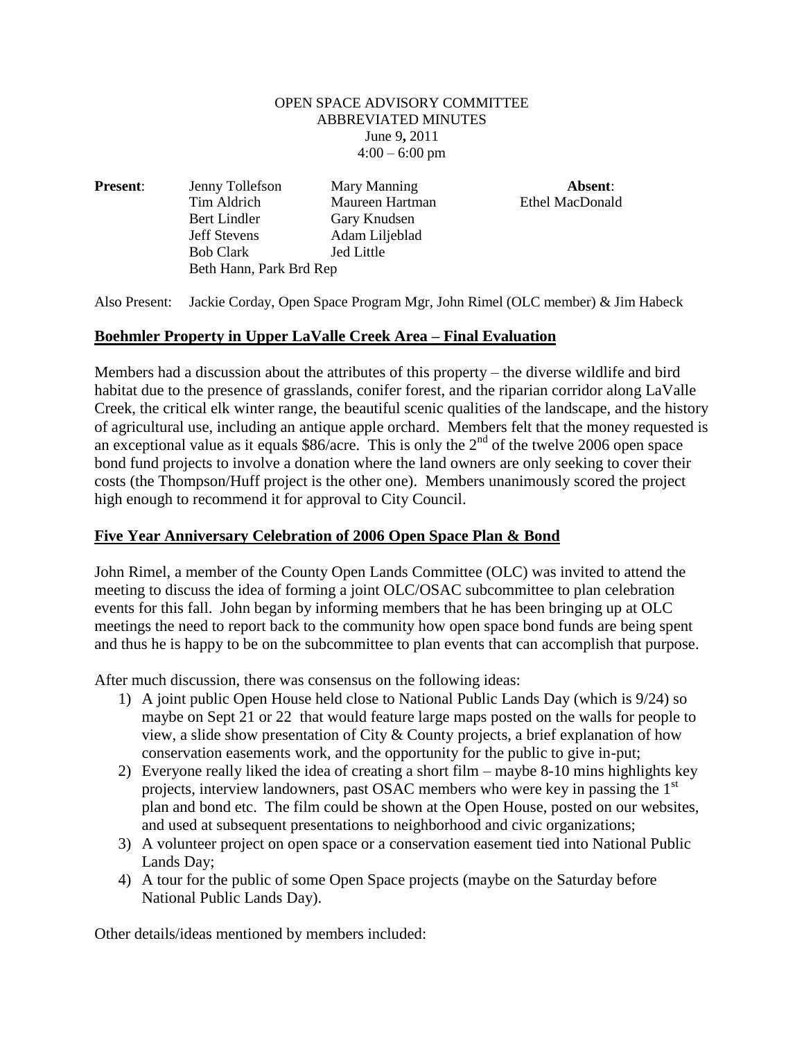OPEN SPACE ADVISORY COMMITTEE
ABBREVIATED MINUTES
June 9, 2011
4:00 – 6:00 pm

| **Present**: | | | **Absent**: |
|---|---|---|---|
| | Jenny Tollefson | Mary Manning | Ethel MacDonald |
| | Tim Aldrich | Maureen Hartman | |
| | Bert Lindler | Gary Knudsen | |
| | Jeff Stevens | Adam Liljeblad | |
| | Bob Clark | Jed Little | |
| | Beth Hann, Park Brd Rep | | |

Also Present: Jackie Corday, Open Space Program Mgr, John Rimel (OLC member) & Jim Habeck

## Boehmler Property in Upper LaValle Creek Area – Final Evaluation

Members had a discussion about the attributes of this property – the diverse wildlife and bird habitat due to the presence of grasslands, conifer forest, and the riparian corridor along LaValle Creek, the critical elk winter range, the beautiful scenic qualities of the landscape, and the history of agricultural use, including an antique apple orchard. Members felt that the money requested is an exceptional value as it equals \$86/acre. This is only the 2nd of the twelve 2006 open space bond fund projects to involve a donation where the land owners are only seeking to cover their costs (the Thompson/Huff project is the other one). Members unanimously scored the project high enough to recommend it for approval to City Council.

## Five Year Anniversary Celebration of 2006 Open Space Plan & Bond

John Rimel, a member of the County Open Lands Committee (OLC) was invited to attend the meeting to discuss the idea of forming a joint OLC/OSAC subcommittee to plan celebration events for this fall. John began by informing members that he has been bringing up at OLC meetings the need to report back to the community how open space bond funds are being spent and thus he is happy to be on the subcommittee to plan events that can accomplish that purpose.

After much discussion, there was consensus on the following ideas:

1) A joint public Open House held close to National Public Lands Day (which is 9/24) so maybe on Sept 21 or 22 that would feature large maps posted on the walls for people to view, a slide show presentation of City & County projects, a brief explanation of how conservation easements work, and the opportunity for the public to give in-put;
2) Everyone really liked the idea of creating a short film – maybe 8-10 mins highlights key projects, interview landowners, past OSAC members who were key in passing the 1st plan and bond etc. The film could be shown at the Open House, posted on our websites, and used at subsequent presentations to neighborhood and civic organizations;
3) A volunteer project on open space or a conservation easement tied into National Public Lands Day;
4) A tour for the public of some Open Space projects (maybe on the Saturday before National Public Lands Day).

Other details/ideas mentioned by members included: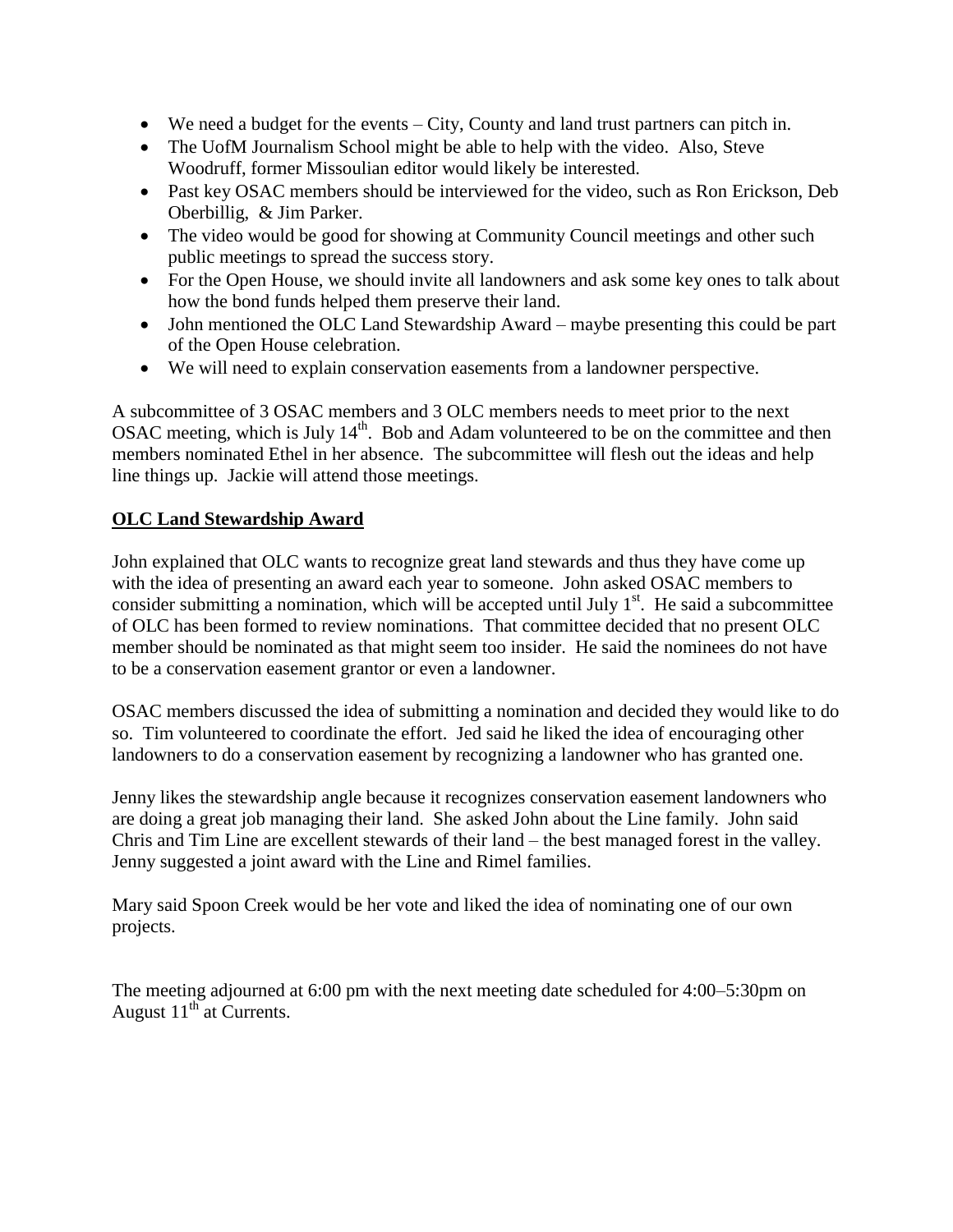- We need a budget for the events – City, County and land trust partners can pitch in.
- The UofM Journalism School might be able to help with the video. Also, Steve Woodruff, former Missoulian editor would likely be interested.
- Past key OSAC members should be interviewed for the video, such as Ron Erickson, Deb Oberbillig, & Jim Parker.
- The video would be good for showing at Community Council meetings and other such public meetings to spread the success story.
- For the Open House, we should invite all landowners and ask some key ones to talk about how the bond funds helped them preserve their land.
- John mentioned the OLC Land Stewardship Award – maybe presenting this could be part of the Open House celebration.
- We will need to explain conservation easements from a landowner perspective.

A subcommittee of 3 OSAC members and 3 OLC members needs to meet prior to the next OSAC meeting, which is July 14th. Bob and Adam volunteered to be on the committee and then members nominated Ethel in her absence. The subcommittee will flesh out the ideas and help line things up. Jackie will attend those meetings.

**OLC Land Stewardship Award**

John explained that OLC wants to recognize great land stewards and thus they have come up with the idea of presenting an award each year to someone. John asked OSAC members to consider submitting a nomination, which will be accepted until July 1st. He said a subcommittee of OLC has been formed to review nominations. That committee decided that no present OLC member should be nominated as that might seem too insider. He said the nominees do not have to be a conservation easement grantor or even a landowner.

OSAC members discussed the idea of submitting a nomination and decided they would like to do so. Tim volunteered to coordinate the effort. Jed said he liked the idea of encouraging other landowners to do a conservation easement by recognizing a landowner who has granted one.

Jenny likes the stewardship angle because it recognizes conservation easement landowners who are doing a great job managing their land. She asked John about the Line family. John said Chris and Tim Line are excellent stewards of their land – the best managed forest in the valley. Jenny suggested a joint award with the Line and Rimel families.

Mary said Spoon Creek would be her vote and liked the idea of nominating one of our own projects.

The meeting adjourned at 6:00 pm with the next meeting date scheduled for 4:00–5:30pm on August 11th at Currents.